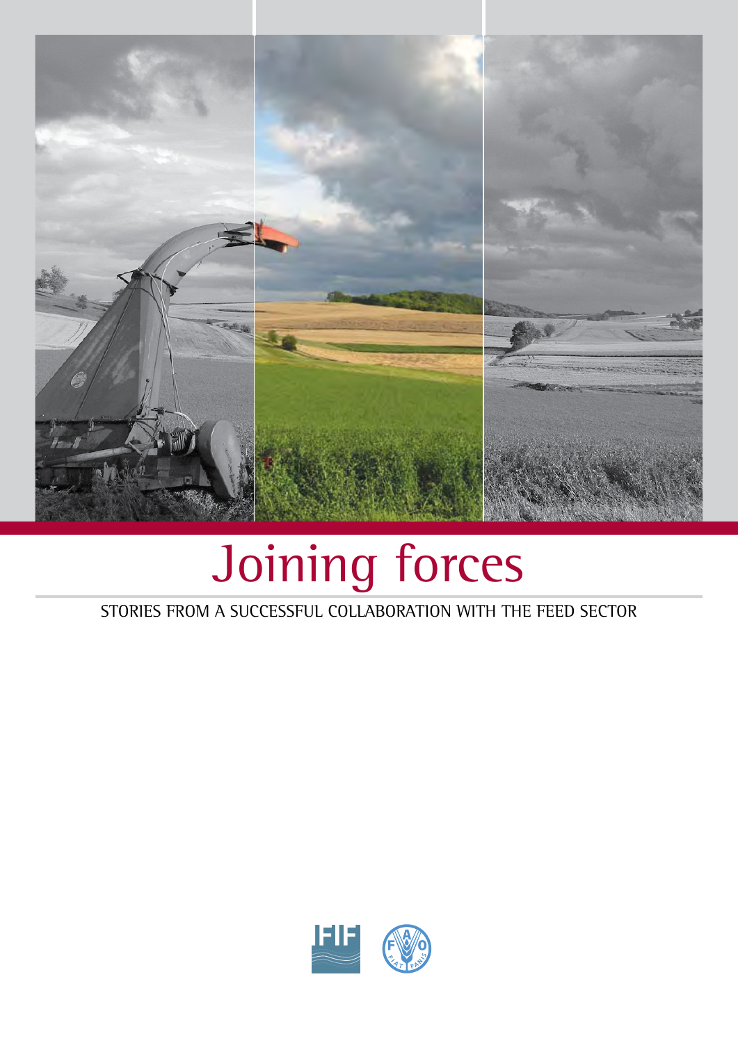# Joining forces

STORIES FROM A SUCCESSFUL COLLABORATION WITH THE FEED SECTOR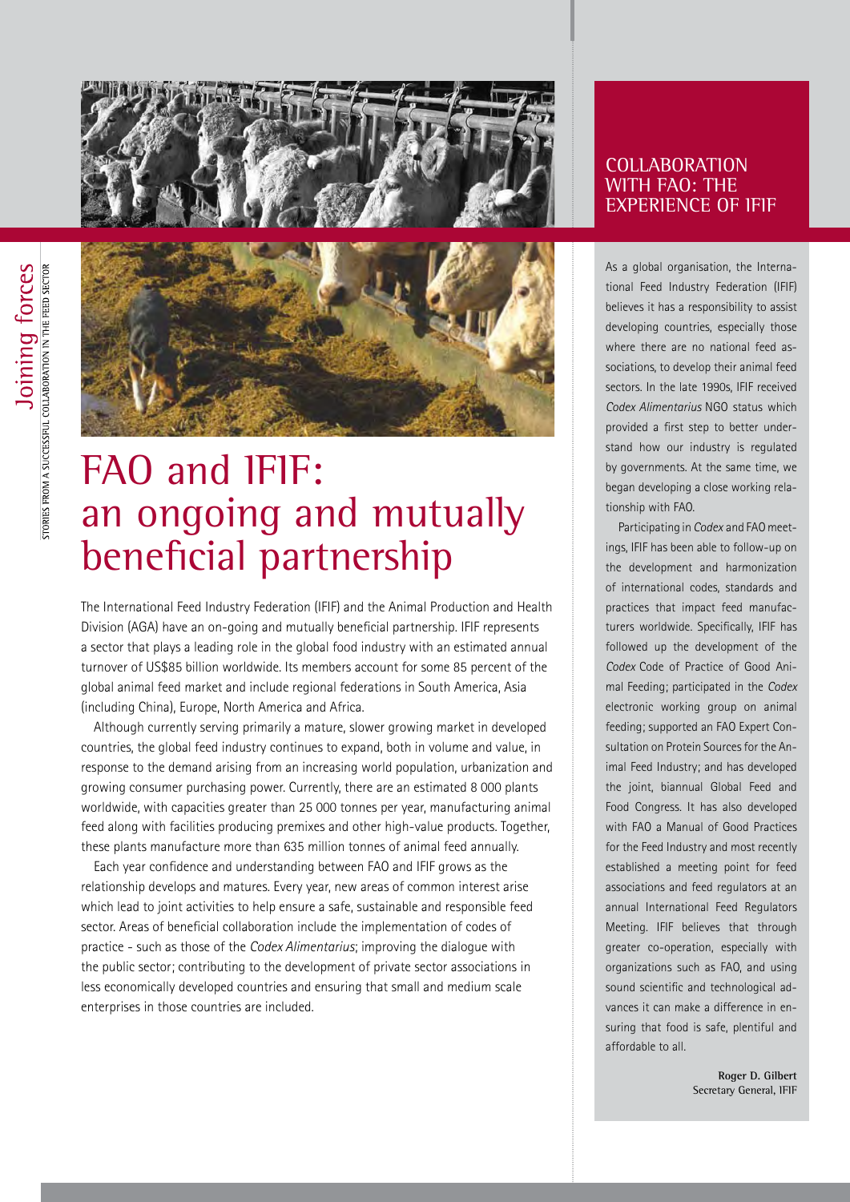# FAO and IFIF: an ongoing and mutually beneficial partnership

The International Feed Industry Federation (IFIF) and the Animal Production and Health Division (AGA) have an on-going and mutually beneficial partnership. IFIF represents a sector that plays a leading role in the global food industry with an estimated annual turnover of US$85 billion worldwide. Its members account for some 85 percent of the global animal feed market and include regional federations in South America, Asia (including China), Europe, North America and Africa.

Although currently serving primarily a mature, slower growing market in developed countries, the global feed industry continues to expand, both in volume and value, in response to the demand arising from an increasing world population, urbanization and growing consumer purchasing power. Currently, there are an estimated 8 000 plants worldwide, with capacities greater than 25 000 tonnes per year, manufacturing animal feed along with facilities producing premixes and other high-value products. Together, these plants manufacture more than 635 million tonnes of animal feed annually.

Each year confidence and understanding between FAO and IFIF grows as the relationship develops and matures. Every year, new areas of common interest arise which lead to joint activities to help ensure a safe, sustainable and responsible feed sector. Areas of beneficial collaboration include the implementation of codes of practice - such as those of the *Codex Alimentarius*; improving the dialogue with the public sector; contributing to the development of private sector associations in less economically developed countries and ensuring that small and medium scale enterprises in those countries are included.

## COLLABORATION WITH FAO: THE EXPERIENCE OF IFIF

As a global organisation, the International Feed Industry Federation (IFIF) believes it has a responsibility to assist developing countries, especially those where there are no national feed associations, to develop their animal feed sectors. In the late 1990s, IFIF received *Codex Alimentarius* NGO status which provided a first step to better understand how our industry is regulated by governments. At the same time, we began developing a close working relationship with FAO.

Participating in *Codex* and FAO meetings, IFIF has been able to follow-up on the development and harmonization of international codes, standards and practices that impact feed manufacturers worldwide. Specifically, IFIF has followed up the development of the *Codex* Code of Practice of Good Animal Feeding; participated in the *Codex* electronic working group on animal feeding; supported an FAO Expert Consultation on Protein Sources for the Animal Feed Industry; and has developed the joint, biannual Global Feed and Food Congress. It has also developed with FAO a Manual of Good Practices for the Feed Industry and most recently established a meeting point for feed associations and feed regulators at an annual International Feed Regulators Meeting. IFIF believes that through greater co-operation, especially with organizations such as FAO, and using sound scientific and technological advances it can make a difference in ensuring that food is safe, plentiful and affordable to all.

**Roger D. Gilbert**
Secretary General, IFIF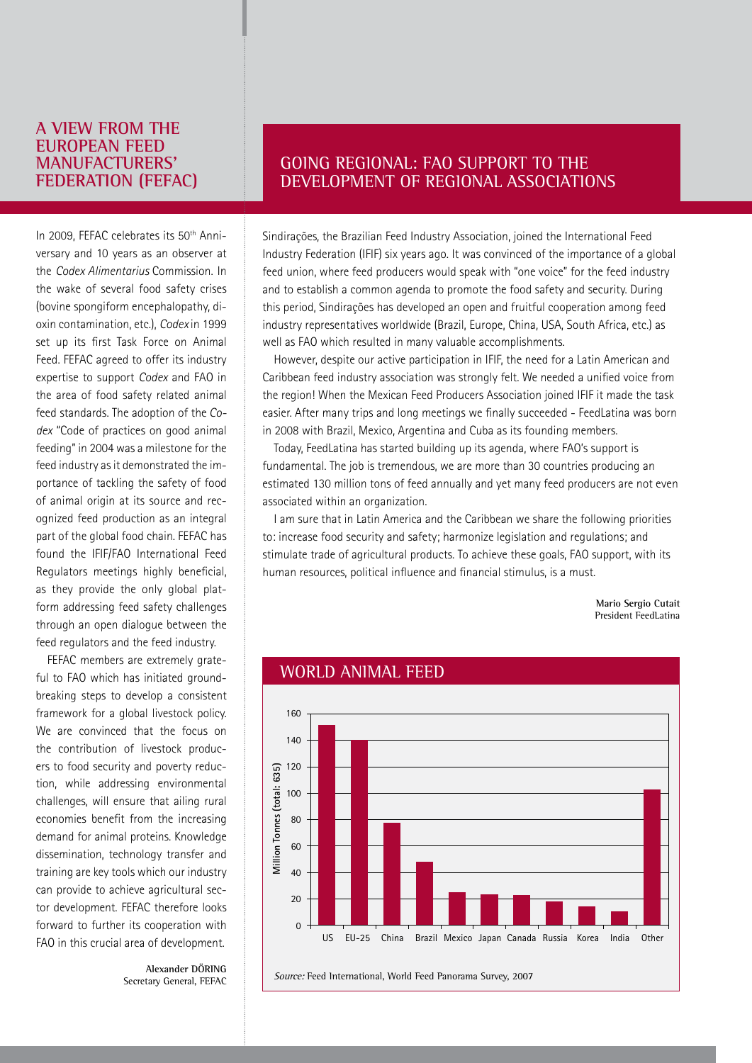## A VIEW FROM THE EUROPEAN FEED MANUFACTURERS' FEDERATION (FEFAC)

In 2009, FEFAC celebrates its 50th Anniversary and 10 years as an observer at the *Codex Alimentarius* Commission. In the wake of several food safety crises (bovine spongiform encephalopathy, dioxin contamination, etc.), *Codex* in 1999 set up its first Task Force on Animal Feed. FEFAC agreed to offer its industry expertise to support *Codex* and FAO in the area of food safety related animal feed standards. The adoption of the *Codex* "Code of practices on good animal feeding" in 2004 was a milestone for the feed industry as it demonstrated the importance of tackling the safety of food of animal origin at its source and recognized feed production as an integral part of the global food chain. FEFAC has found the IFIF/FAO International Feed Regulators meetings highly beneficial, as they provide the only global platform addressing feed safety challenges through an open dialogue between the feed regulators and the feed industry.

FEFAC members are extremely grateful to FAO which has initiated groundbreaking steps to develop a consistent framework for a global livestock policy. We are convinced that the focus on the contribution of livestock producers to food security and poverty reduction, while addressing environmental challenges, will ensure that ailing rural economies benefit from the increasing demand for animal proteins. Knowledge dissemination, technology transfer and training are key tools which our industry can provide to achieve agricultural sector development. FEFAC therefore looks forward to further its cooperation with FAO in this crucial area of development.

**Alexander DÖRING**
Secretary General, FEFAC

## GOING REGIONAL: FAO SUPPORT TO THE DEVELOPMENT OF REGIONAL ASSOCIATIONS

Sindirações, the Brazilian Feed Industry Association, joined the International Feed Industry Federation (IFIF) six years ago. It was convinced of the importance of a global feed union, where feed producers would speak with "one voice" for the feed industry and to establish a common agenda to promote the food safety and security. During this period, Sindirações has developed an open and fruitful cooperation among feed industry representatives worldwide (Brazil, Europe, China, USA, South Africa, etc.) as well as FAO which resulted in many valuable accomplishments.

However, despite our active participation in IFIF, the need for a Latin American and Caribbean feed industry association was strongly felt. We needed a unified voice from the region! When the Mexican Feed Producers Association joined IFIF it made the task easier. After many trips and long meetings we finally succeeded - FeedLatina was born in 2008 with Brazil, Mexico, Argentina and Cuba as its founding members.

Today, FeedLatina has started building up its agenda, where FAO's support is fundamental. The job is tremendous, we are more than 30 countries producing an estimated 130 million tons of feed annually and yet many feed producers are not even associated within an organization.

I am sure that in Latin America and the Caribbean we share the following priorities to: increase food security and safety; harmonize legislation and regulations; and stimulate trade of agricultural products. To achieve these goals, FAO support, with its human resources, political influence and financial stimulus, is a must.

**Mario Sergio Cutait**
President FeedLatina

## WORLD ANIMAL FEED

*Source:* Feed International, World Feed Panorama Survey, 2007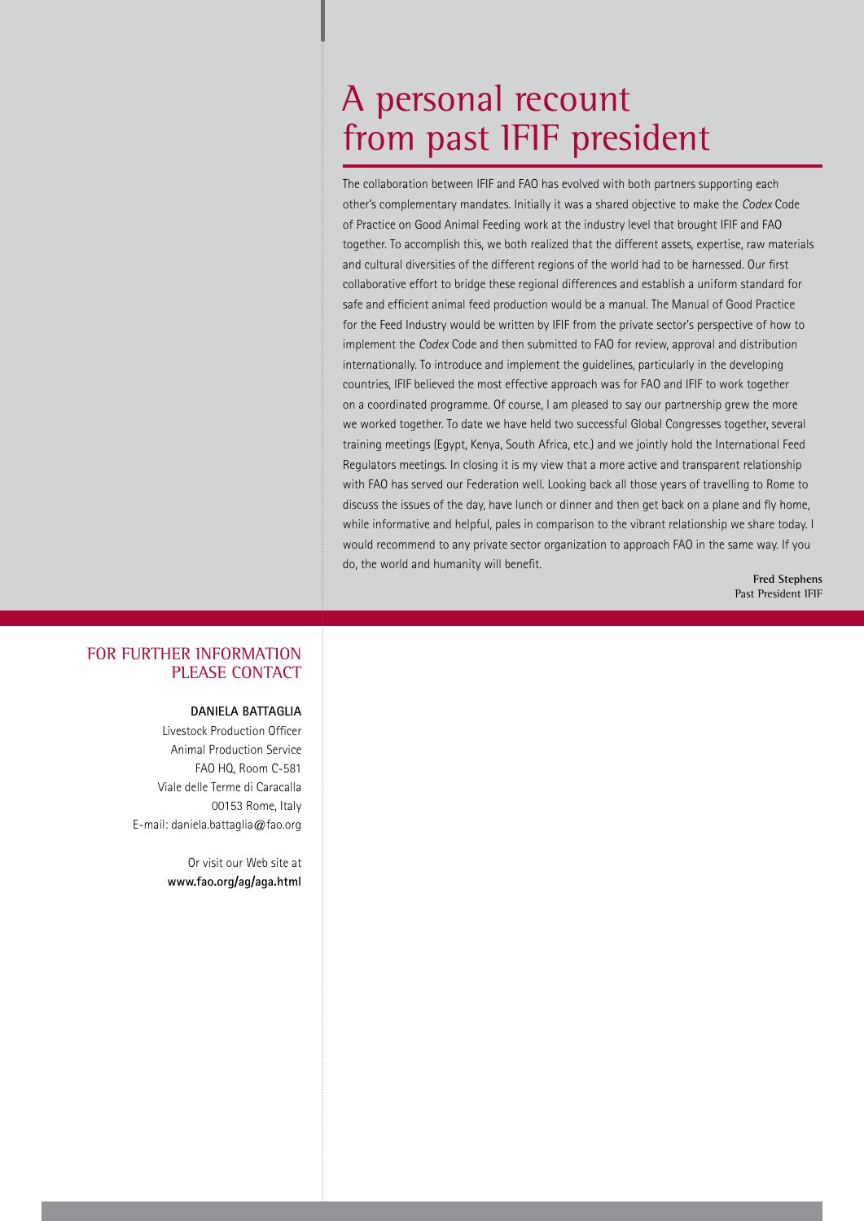# A personal recount from past IFIF president

The collaboration between IFIF and FAO has evolved with both partners supporting each other's complementary mandates. Initially it was a shared objective to make the *Codex* Code of Practice on Good Animal Feeding work at the industry level that brought IFIF and FAO together. To accomplish this, we both realized that the different assets, expertise, raw materials and cultural diversities of the different regions of the world had to be harnessed. Our first collaborative effort to bridge these regional differences and establish a uniform standard for safe and efficient animal feed production would be a manual. The Manual of Good Practice for the Feed Industry would be written by IFIF from the private sector's perspective of how to implement the *Codex* Code and then submitted to FAO for review, approval and distribution internationally. To introduce and implement the guidelines, particularly in the developing countries, IFIF believed the most effective approach was for FAO and IFIF to work together on a coordinated programme. Of course, I am pleased to say our partnership grew the more we worked together. To date we have held two successful Global Congresses together, several training meetings (Egypt, Kenya, South Africa, etc.) and we jointly hold the International Feed Regulators meetings. In closing it is my view that a more active and transparent relationship with FAO has served our Federation well. Looking back all those years of travelling to Rome to discuss the issues of the day, have lunch or dinner and then get back on a plane and fly home, while informative and helpful, pales in comparison to the vibrant relationship we share today. I would recommend to any private sector organization to approach FAO in the same way. If you do, the world and humanity will benefit.

**Fred Stephens**
Past President IFIF

## FOR FURTHER INFORMATION PLEASE CONTACT

**DANIELA BATTAGLIA**
Livestock Production Officer
Animal Production Service
FAO HQ, Room C-581
Viale delle Terme di Caracalla
00153 Rome, Italy
E-mail: daniela.battaglia@fao.org

Or visit our Web site at
**www.fao.org/ag/aga.html**